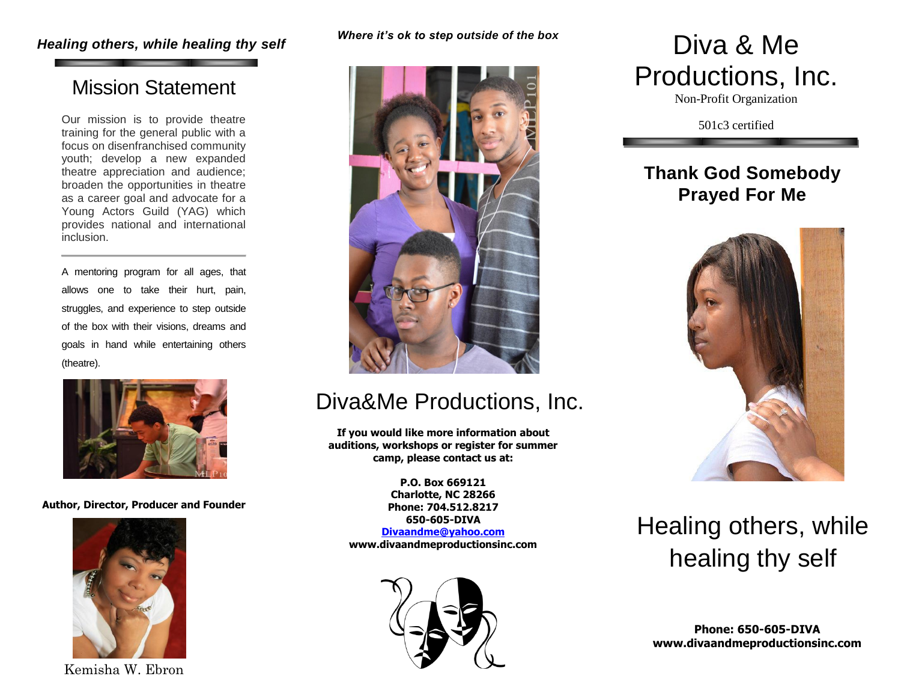*Healing others, while healing thy self*

## Mission Statement

Our mission is to provide theatre training for the general public with a focus on disenfranchised community youth; develop a new expanded theatre appreciation and audience; broaden the opportunities in theatre as a career goal and advocate for a Young Actors Guild (YAG) which provides national and international inclusion.

A mentoring program for all ages, that allows one to take their hurt, pain, struggles, and experience to step outside of the box with their visions, dreams and goals in hand while entertaining others (theatre).

**Author, Director, Producer and Founder**

Kemisha W. Ebron

*Where it's ok to step outside of the box*

## Diva&Me Productions, Inc.

**If you would like more information about auditions, workshops or register for summer camp, please contact us at:**

**P.O. Box 669121**
**Charlotte, NC 28266**
**Phone: 704.512.8217**
**650-605-DIVA**
**Divaandme@yahoo.com**
**www.divaandmeproductionsinc.com**

# Diva & Me Productions, Inc.

Non-Profit Organization

501c3 certified

## Thank God Somebody Prayed For Me

## Healing others, while healing thy self

**Phone: 650-605-DIVA**
**www.divaandmeproductionsinc.com**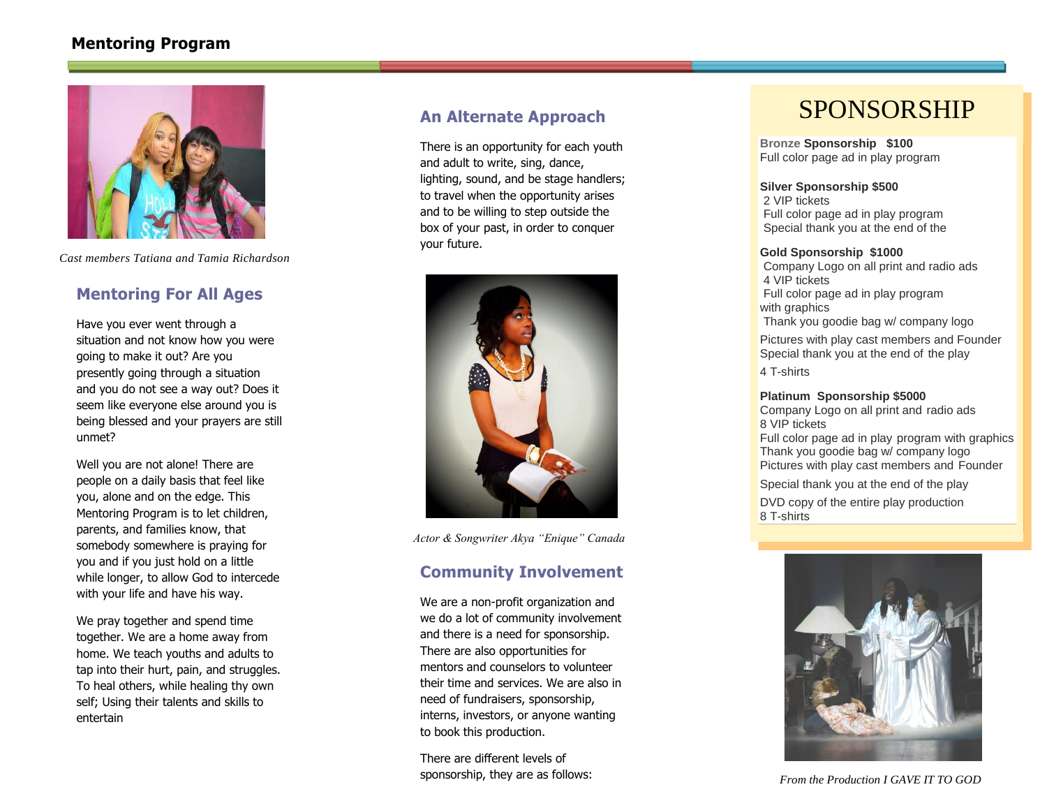# Mentoring Program

*Cast members Tatiana and Tamia Richardson*

## Mentoring For All Ages

Have you ever went through a situation and not know how you were going to make it out? Are you presently going through a situation and you do not see a way out? Does it seem like everyone else around you is being blessed and your prayers are still unmet?

Well you are not alone! There are people on a daily basis that feel like you, alone and on the edge. This Mentoring Program is to let children, parents, and families know, that somebody somewhere is praying for you and if you just hold on a little while longer, to allow God to intercede with your life and have his way.

We pray together and spend time together. We are a home away from home. We teach youths and adults to tap into their hurt, pain, and struggles. To heal others, while healing thy own self; Using their talents and skills to entertain

## An Alternate Approach

There is an opportunity for each youth and adult to write, sing, dance, lighting, sound, and be stage handlers; to travel when the opportunity arises and to be willing to step outside the box of your past, in order to conquer your future.

*Actor & Songwriter Akya "Enique" Canada*

## Community Involvement

We are a non-profit organization and we do a lot of community involvement and there is a need for sponsorship. There are also opportunities for mentors and counselors to volunteer their time and services. We are also in need of fundraisers, sponsorship, interns, investors, or anyone wanting to book this production.

There are different levels of sponsorship, they are as follows:

# SPONSORSHIP

**Bronze Sponsorship $100**
Full color page ad in play program

**Silver Sponsorship $500**
2 VIP tickets
Full color page ad in play program
Special thank you at the end of the

**Gold Sponsorship $1000**
Company Logo on all print and radio ads
4 VIP tickets
Full color page ad in play program with graphics
Thank you goodie bag w/ company logo
Pictures with play cast members and Founder
Special thank you at the end of the play
4 T-shirts

**Platinum Sponsorship $5000**
Company Logo on all print and radio ads
8 VIP tickets
Full color page ad in play program with graphics
Thank you goodie bag w/ company logo
Pictures with play cast members and Founder
Special thank you at the end of the play
DVD copy of the entire play production
8 T-shirts

*From the Production I GAVE IT TO GOD*